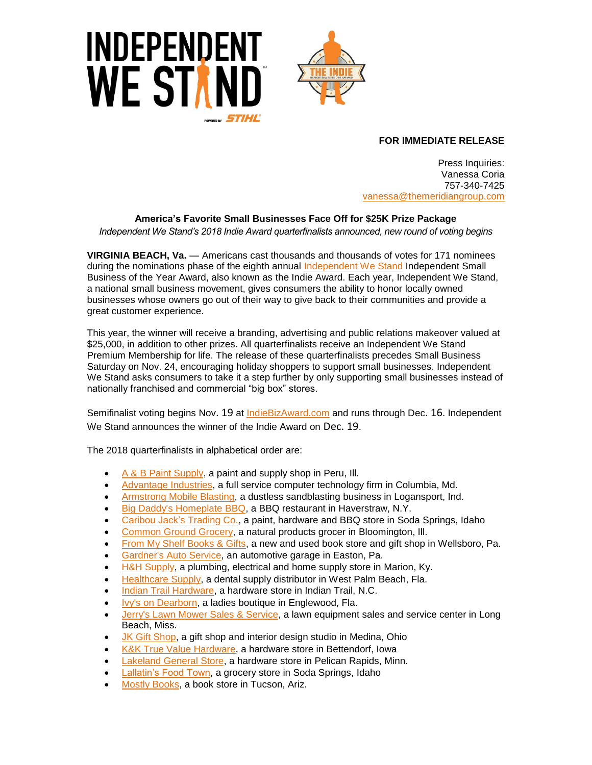**FOR IMMEDIATE RELEASE**

Press Inquiries:
Vanessa Coria
757-340-7425
vanessa@themeridiangroup.com

**America's Favorite Small Businesses Face Off for $25K Prize Package**

*Independent We Stand's 2018 Indie Award quarterfinalists announced, new round of voting begins*

**VIRGINIA BEACH, Va.** — Americans cast thousands and thousands of votes for 171 nominees during the nominations phase of the eighth annual Independent We Stand Independent Small Business of the Year Award, also known as the Indie Award. Each year, Independent We Stand, a national small business movement, gives consumers the ability to honor locally owned businesses whose owners go out of their way to give back to their communities and provide a great customer experience.

This year, the winner will receive a branding, advertising and public relations makeover valued at $25,000, in addition to other prizes. All quarterfinalists receive an Independent We Stand Premium Membership for life. The release of these quarterfinalists precedes Small Business Saturday on Nov. 24, encouraging holiday shoppers to support small businesses. Independent We Stand asks consumers to take it a step further by only supporting small businesses instead of nationally franchised and commercial "big box" stores.

Semifinalist voting begins Nov. 19 at IndieBizAward.com and runs through Dec. 16. Independent We Stand announces the winner of the Indie Award on Dec. 19.

The 2018 quarterfinalists in alphabetical order are:

- A & B Paint Supply, a paint and supply shop in Peru, Ill.
- Advantage Industries, a full service computer technology firm in Columbia, Md.
- Armstrong Mobile Blasting, a dustless sandblasting business in Logansport, Ind.
- Big Daddy's Homeplate BBQ, a BBQ restaurant in Haverstraw, N.Y.
- Caribou Jack's Trading Co., a paint, hardware and BBQ store in Soda Springs, Idaho
- Common Ground Grocery, a natural products grocer in Bloomington, Ill.
- From My Shelf Books & Gifts, a new and used book store and gift shop in Wellsboro, Pa.
- Gardner's Auto Service, an automotive garage in Easton, Pa.
- H&H Supply, a plumbing, electrical and home supply store in Marion, Ky.
- Healthcare Supply, a dental supply distributor in West Palm Beach, Fla.
- Indian Trail Hardware, a hardware store in Indian Trail, N.C.
- Ivy's on Dearborn, a ladies boutique in Englewood, Fla.
- Jerry's Lawn Mower Sales & Service, a lawn equipment sales and service center in Long Beach, Miss.
- JK Gift Shop, a gift shop and interior design studio in Medina, Ohio
- K&K True Value Hardware, a hardware store in Bettendorf, Iowa
- Lakeland General Store, a hardware store in Pelican Rapids, Minn.
- Lallatin's Food Town, a grocery store in Soda Springs, Idaho
- Mostly Books, a book store in Tucson, Ariz.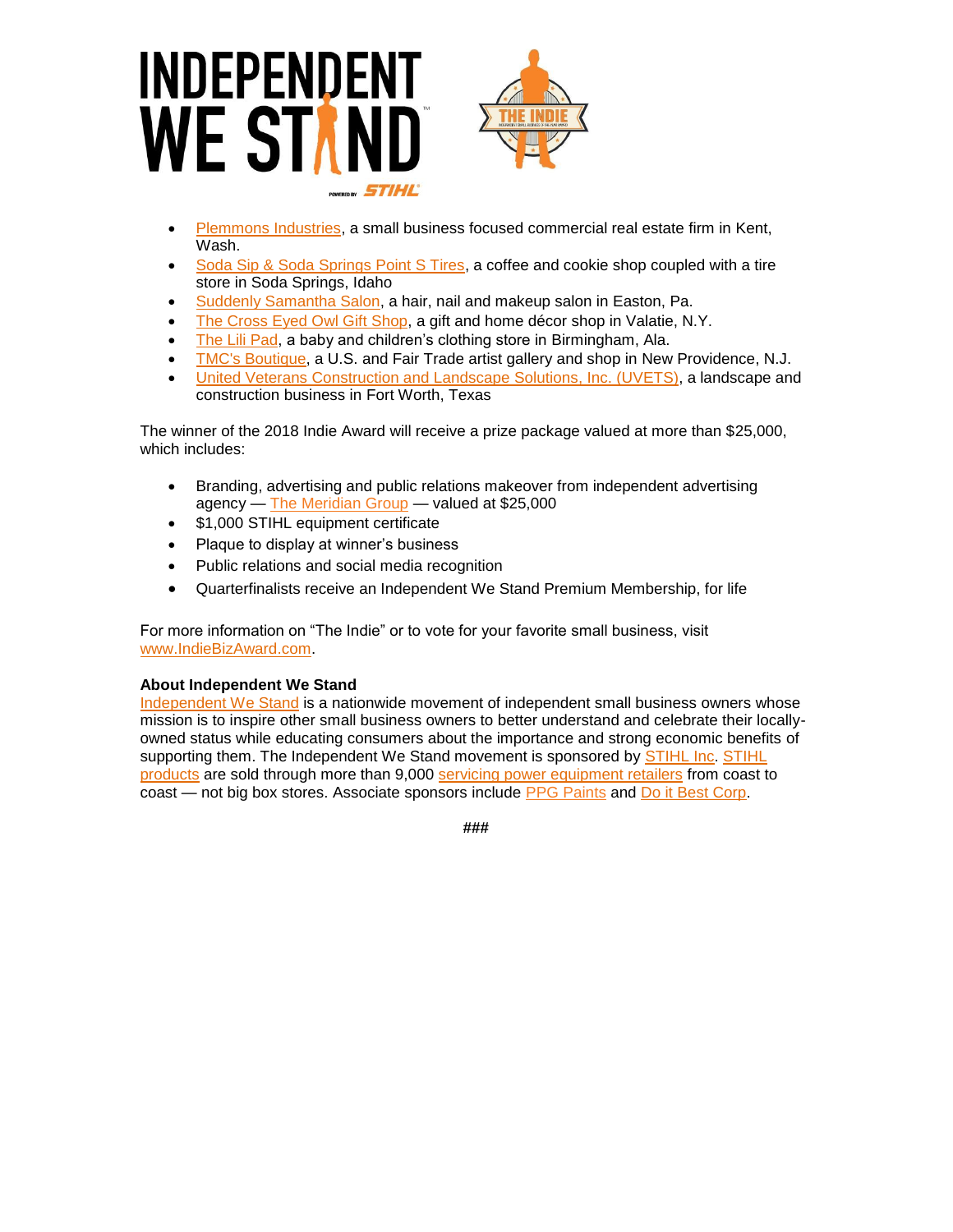- Plemmons Industries, a small business focused commercial real estate firm in Kent, Wash.
- Soda Sip & Soda Springs Point S Tires, a coffee and cookie shop coupled with a tire store in Soda Springs, Idaho
- Suddenly Samantha Salon, a hair, nail and makeup salon in Easton, Pa.
- The Cross Eyed Owl Gift Shop, a gift and home décor shop in Valatie, N.Y.
- The Lili Pad, a baby and children's clothing store in Birmingham, Ala.
- TMC's Boutique, a U.S. and Fair Trade artist gallery and shop in New Providence, N.J.
- United Veterans Construction and Landscape Solutions, Inc. (UVETS), a landscape and construction business in Fort Worth, Texas

The winner of the 2018 Indie Award will receive a prize package valued at more than $25,000, which includes:

- Branding, advertising and public relations makeover from independent advertising agency — The Meridian Group — valued at $25,000
- $1,000 STIHL equipment certificate
- Plaque to display at winner's business
- Public relations and social media recognition
- Quarterfinalists receive an Independent We Stand Premium Membership, for life

For more information on "The Indie" or to vote for your favorite small business, visit www.IndieBizAward.com.

**About Independent We Stand**

Independent We Stand is a nationwide movement of independent small business owners whose mission is to inspire other small business owners to better understand and celebrate their locally-owned status while educating consumers about the importance and strong economic benefits of supporting them. The Independent We Stand movement is sponsored by STIHL Inc. STIHL products are sold through more than 9,000 servicing power equipment retailers from coast to coast — not big box stores. Associate sponsors include PPG Paints and Do it Best Corp.

###